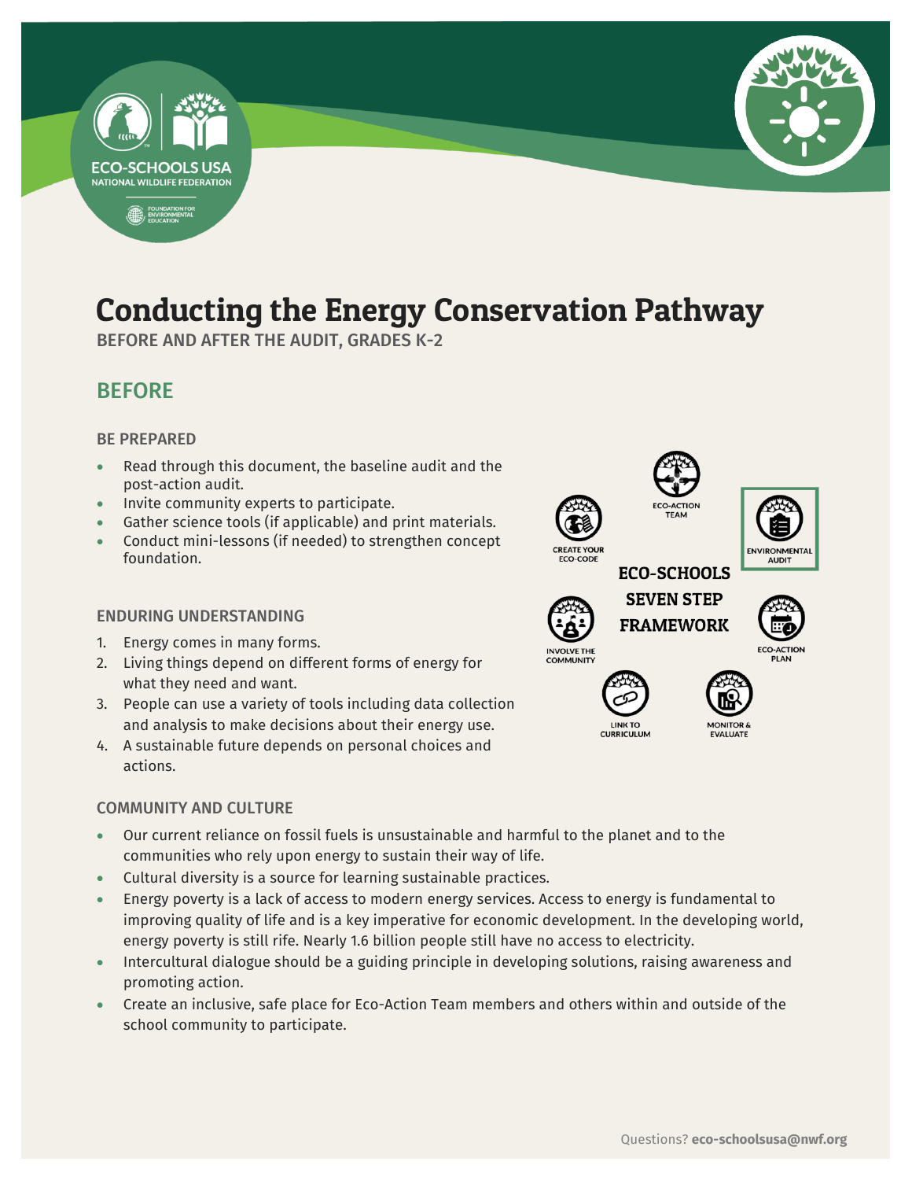// Conducting the Energy Conservation Pathway

BEFORE AND AFTER THE AUDIT, GRADES K-2

## BEFORE

### BE PREPARED

- Read through this document, the baseline audit and the post-action audit.
- Invite community experts to participate.
- Gather science tools (if applicable) and print materials.
- Conduct mini-lessons (if needed) to strengthen concept foundation.

### ENDURING UNDERSTANDING

1. Energy comes in many forms.
2. Living things depend on different forms of energy for what they need and want.
3. People can use a variety of tools including data collection and analysis to make decisions about their energy use.
4. A sustainable future depends on personal choices and actions.

ECO-SCHOOLS SEVEN STEP FRAMEWORK

- ECO-ACTION TEAM
- ENVIRONMENTAL AUDIT
- ECO-ACTION PLAN
- MONITOR & EVALUATE
- LINK TO CURRICULUM
- INVOLVE THE COMMUNITY
- CREATE YOUR ECO-CODE

### COMMUNITY AND CULTURE

- Our current reliance on fossil fuels is unsustainable and harmful to the planet and to the communities who rely upon energy to sustain their way of life.
- Cultural diversity is a source for learning sustainable practices.
- Energy poverty is a lack of access to modern energy services. Access to energy is fundamental to improving quality of life and is a key imperative for economic development. In the developing world, energy poverty is still rife. Nearly 1.6 billion people still have no access to electricity.
- Intercultural dialogue should be a guiding principle in developing solutions, raising awareness and promoting action.
- Create an inclusive, safe place for Eco-Action Team members and others within and outside of the school community to participate.

Questions? **eco-schoolsusa@nwf.org**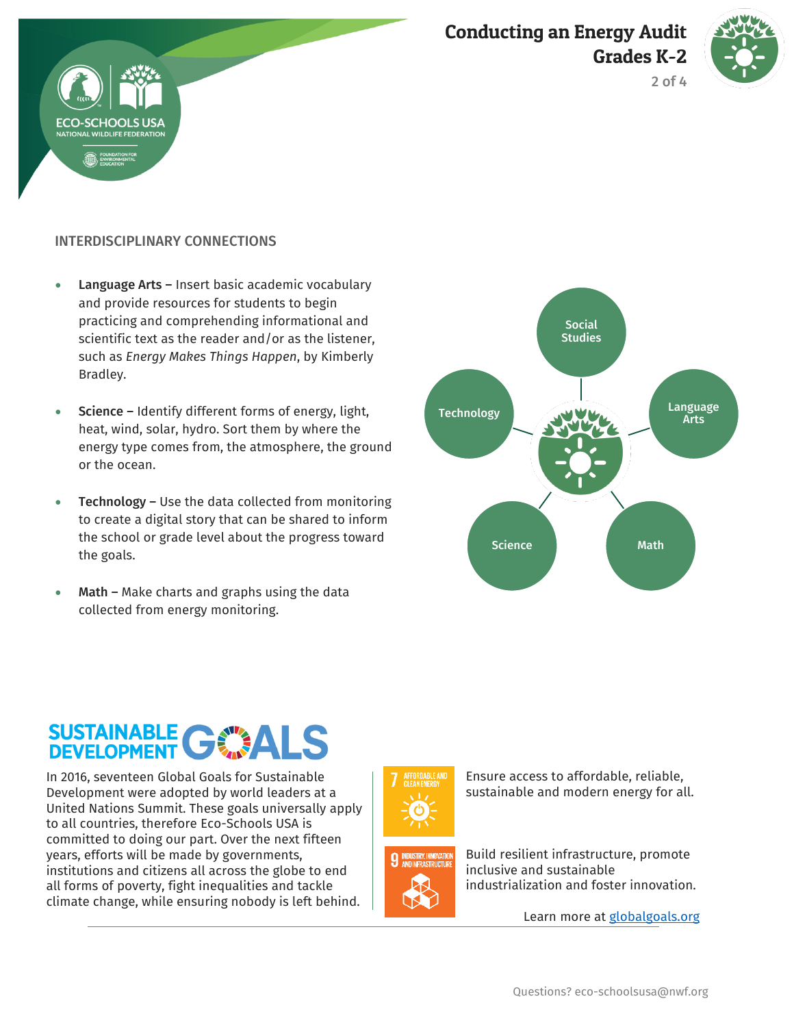## INTERDISCIPLINARY CONNECTIONS

- **Language Arts –** Insert basic academic vocabulary and provide resources for students to begin practicing and comprehending informational and scientific text as the reader and/or as the listener, such as *Energy Makes Things Happen*, by Kimberly Bradley.
- **Science –** Identify different forms of energy, light, heat, wind, solar, hydro. Sort them by where the energy type comes from, the atmosphere, the ground or the ocean.
- **Technology –** Use the data collected from monitoring to create a digital story that can be shared to inform the school or grade level about the progress toward the goals.
- **Math –** Make charts and graphs using the data collected from energy monitoring.

Social Studies · Language Arts · Math · Science · Technology

## SUSTAINABLE DEVELOPMENT GOALS

In 2016, seventeen Global Goals for Sustainable Development were adopted by world leaders at a United Nations Summit. These goals universally apply to all countries, therefore Eco-Schools USA is committed to doing our part. Over the next fifteen years, efforts will be made by governments, institutions and citizens all across the globe to end all forms of poverty, fight inequalities and tackle climate change, while ensuring nobody is left behind.

**7 AFFORDABLE AND CLEAN ENERGY** – Ensure access to affordable, reliable, sustainable and modern energy for all.

**9 INDUSTRY, INNOVATION AND INFRASTRUCTURE** – Build resilient infrastructure, promote inclusive and sustainable industrialization and foster innovation.

Learn more at [globalgoals.org](globalgoals.org)

Questions? eco-schoolsusa@nwf.org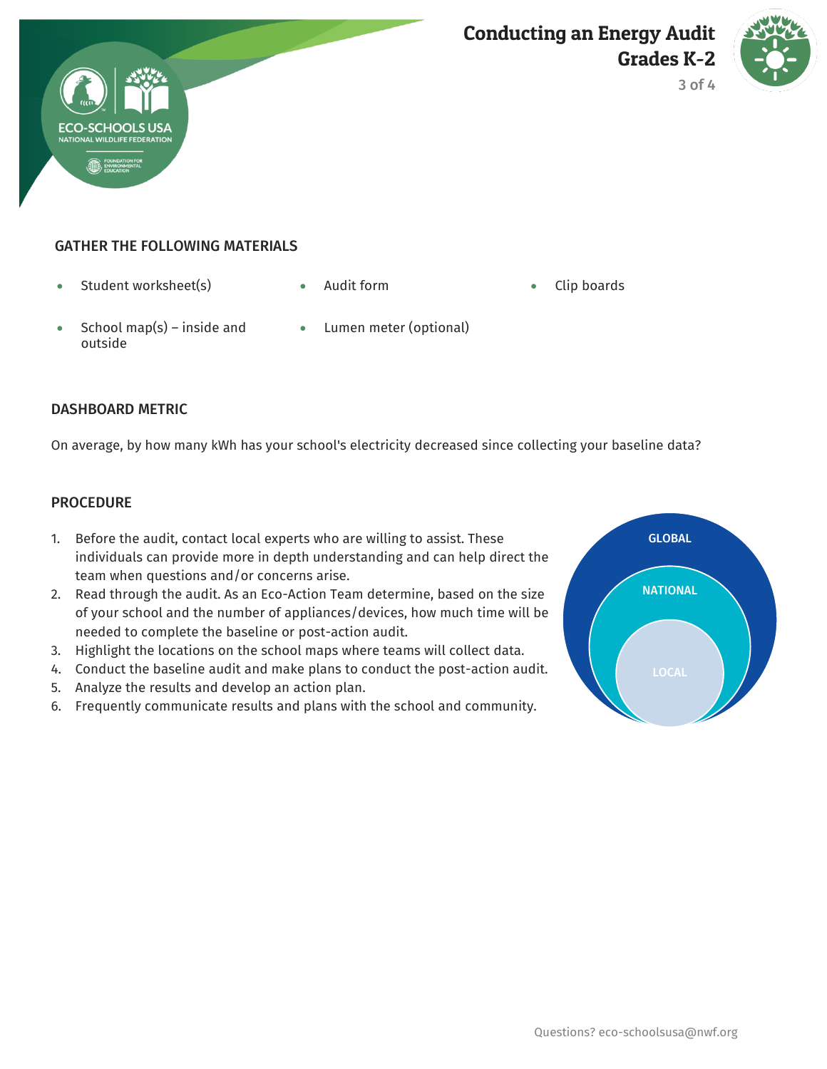## GATHER THE FOLLOWING MATERIALS

- Student worksheet(s)
- Audit form
- Clip boards
- School map(s) – inside and outside
- Lumen meter (optional)

## DASHBOARD METRIC

On average, by how many kWh has your school's electricity decreased since collecting your baseline data?

## PROCEDURE

1. Before the audit, contact local experts who are willing to assist. These individuals can provide more in depth understanding and can help direct the team when questions and/or concerns arise.
2. Read through the audit. As an Eco-Action Team determine, based on the size of your school and the number of appliances/devices, how much time will be needed to complete the baseline or post-action audit.
3. Highlight the locations on the school maps where teams will collect data.
4. Conduct the baseline audit and make plans to conduct the post-action audit.
5. Analyze the results and develop an action plan.
6. Frequently communicate results and plans with the school and community.

GLOBAL

NATIONAL

LOCAL

Questions? eco-schoolsusa@nwf.org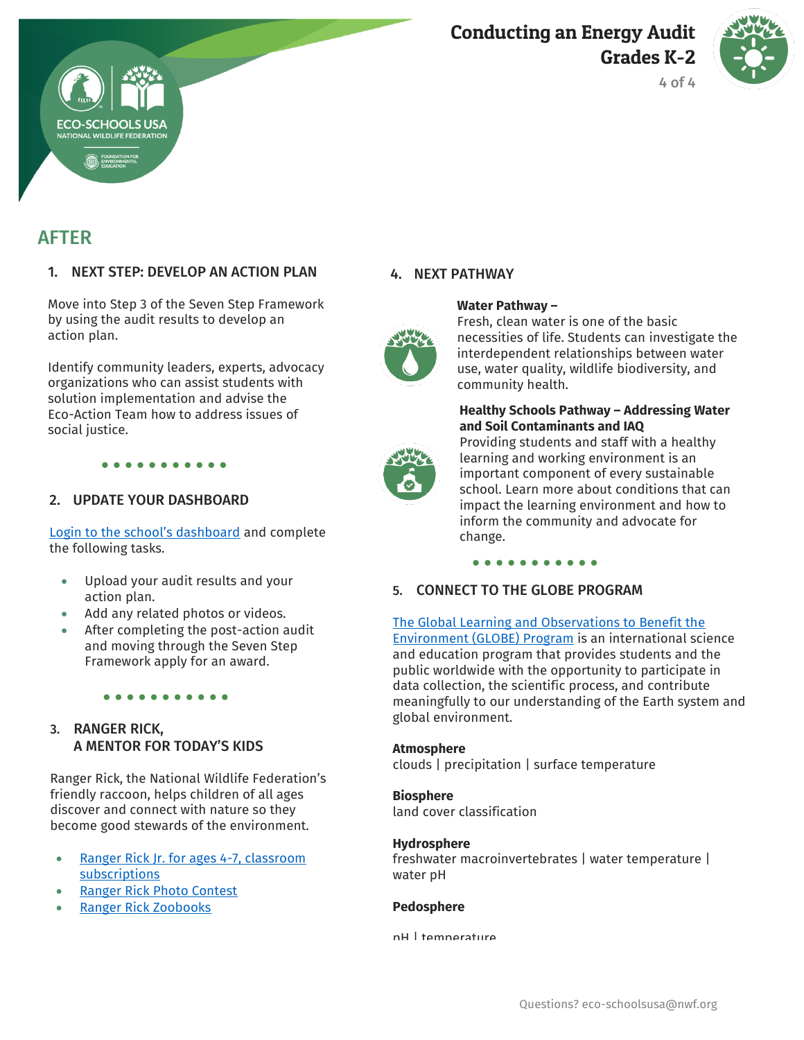# Conducting an Energy Audit Grades K-2

## AFTER

### 1. NEXT STEP: DEVELOP AN ACTION PLAN

Move into Step 3 of the Seven Step Framework by using the audit results to develop an action plan.

Identify community leaders, experts, advocacy organizations who can assist students with solution implementation and advise the Eco-Action Team how to address issues of social justice.

### 2. UPDATE YOUR DASHBOARD

Login to the school's dashboard and complete the following tasks.

- Upload your audit results and your action plan.
- Add any related photos or videos.
- After completing the post-action audit and moving through the Seven Step Framework apply for an award.

### 3. RANGER RICK, A MENTOR FOR TODAY'S KIDS

Ranger Rick, the National Wildlife Federation's friendly raccoon, helps children of all ages discover and connect with nature so they become good stewards of the environment.

- Ranger Rick Jr. for ages 4-7, classroom subscriptions
- Ranger Rick Photo Contest
- Ranger Rick Zoobooks

### 4. NEXT PATHWAY

**Water Pathway –**
Fresh, clean water is one of the basic necessities of life. Students can investigate the interdependent relationships between water use, water quality, wildlife biodiversity, and community health.

**Healthy Schools Pathway – Addressing Water and Soil Contaminants and IAQ**
Providing students and staff with a healthy learning and working environment is an important component of every sustainable school. Learn more about conditions that can impact the learning environment and how to inform the community and advocate for change.

### 5. CONNECT TO THE GLOBE PROGRAM

The Global Learning and Observations to Benefit the Environment (GLOBE) Program is an international science and education program that provides students and the public worldwide with the opportunity to participate in data collection, the scientific process, and contribute meaningfully to our understanding of the Earth system and global environment.

**Atmosphere**
clouds | precipitation | surface temperature

**Biosphere**
land cover classification

**Hydrosphere**
freshwater macroinvertebrates | water temperature | water pH

**Pedosphere**

pH | temperature

Questions? eco-schoolsusa@nwf.org